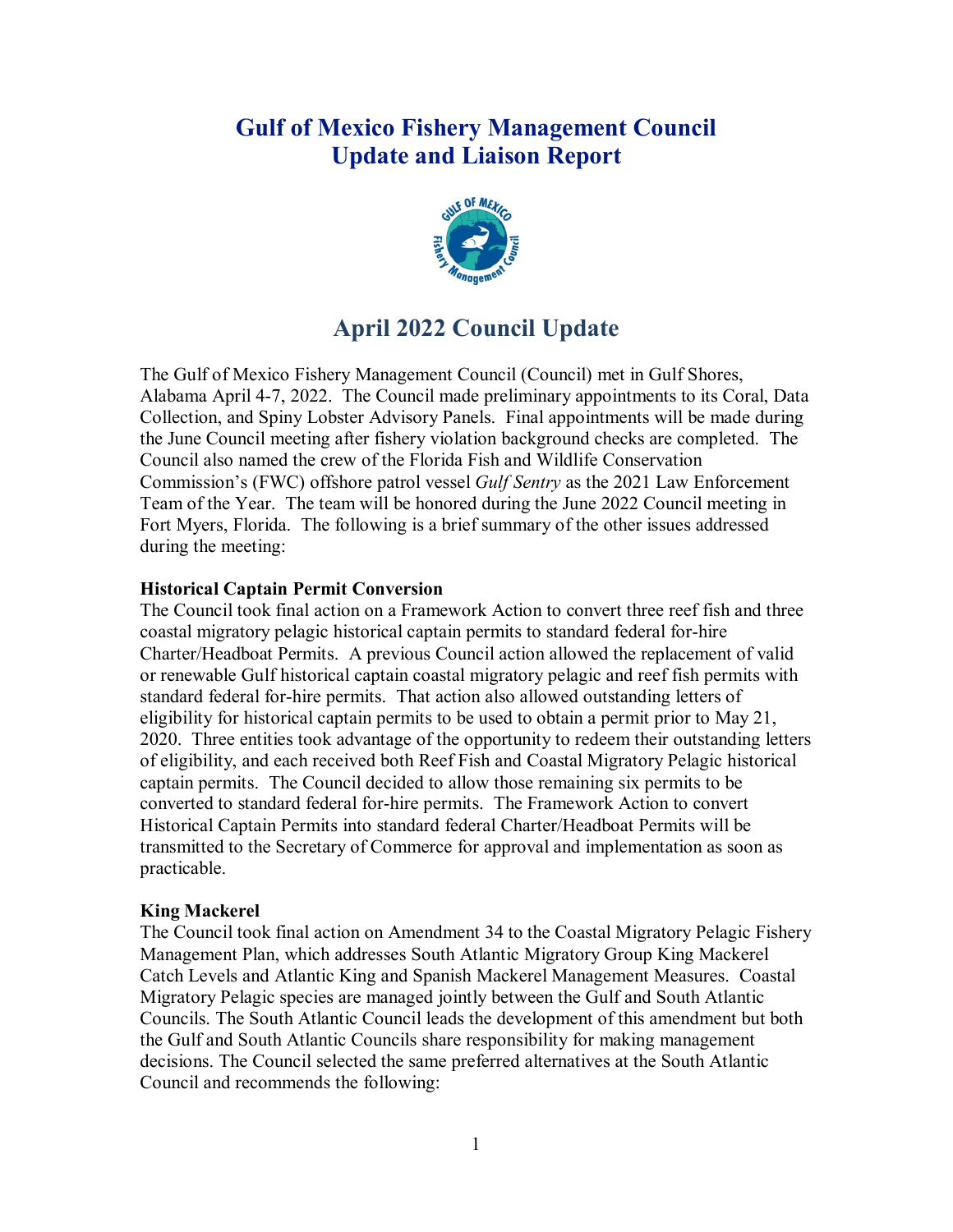# Gulf of Mexico Fishery Management Council
# Update and Liaison Report

## April 2022 Council Update

The Gulf of Mexico Fishery Management Council (Council) met in Gulf Shores, Alabama April 4-7, 2022. The Council made preliminary appointments to its Coral, Data Collection, and Spiny Lobster Advisory Panels. Final appointments will be made during the June Council meeting after fishery violation background checks are completed. The Council also named the crew of the Florida Fish and Wildlife Conservation Commission's (FWC) offshore patrol vessel *Gulf Sentry* as the 2021 Law Enforcement Team of the Year. The team will be honored during the June 2022 Council meeting in Fort Myers, Florida. The following is a brief summary of the other issues addressed during the meeting:

**Historical Captain Permit Conversion**

The Council took final action on a Framework Action to convert three reef fish and three coastal migratory pelagic historical captain permits to standard federal for-hire Charter/Headboat Permits. A previous Council action allowed the replacement of valid or renewable Gulf historical captain coastal migratory pelagic and reef fish permits with standard federal for-hire permits. That action also allowed outstanding letters of eligibility for historical captain permits to be used to obtain a permit prior to May 21, 2020. Three entities took advantage of the opportunity to redeem their outstanding letters of eligibility, and each received both Reef Fish and Coastal Migratory Pelagic historical captain permits. The Council decided to allow those remaining six permits to be converted to standard federal for-hire permits. The Framework Action to convert Historical Captain Permits into standard federal Charter/Headboat Permits will be transmitted to the Secretary of Commerce for approval and implementation as soon as practicable.

**King Mackerel**

The Council took final action on Amendment 34 to the Coastal Migratory Pelagic Fishery Management Plan, which addresses South Atlantic Migratory Group King Mackerel Catch Levels and Atlantic King and Spanish Mackerel Management Measures. Coastal Migratory Pelagic species are managed jointly between the Gulf and South Atlantic Councils. The South Atlantic Council leads the development of this amendment but both the Gulf and South Atlantic Councils share responsibility for making management decisions. The Council selected the same preferred alternatives at the South Atlantic Council and recommends the following: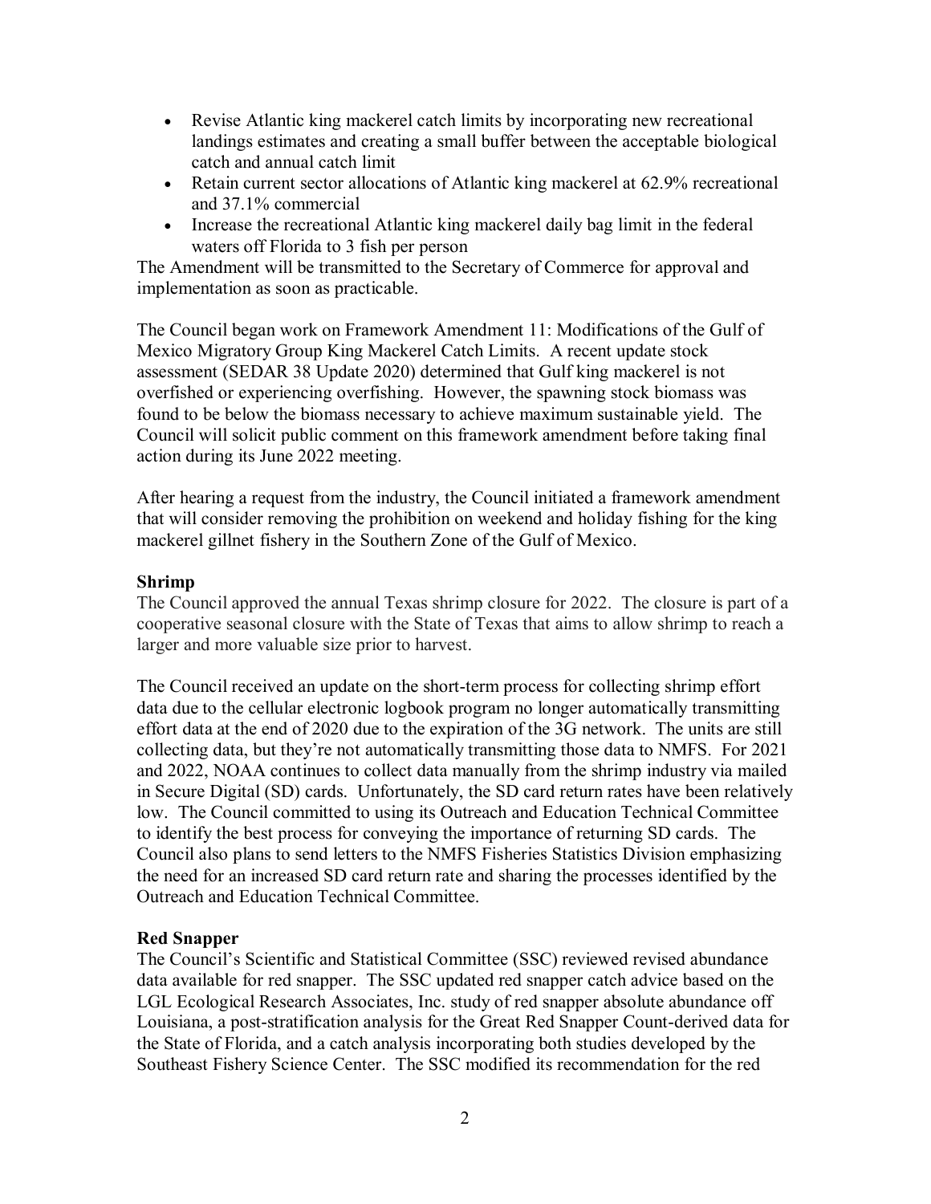- Revise Atlantic king mackerel catch limits by incorporating new recreational landings estimates and creating a small buffer between the acceptable biological catch and annual catch limit
- Retain current sector allocations of Atlantic king mackerel at 62.9% recreational and 37.1% commercial
- Increase the recreational Atlantic king mackerel daily bag limit in the federal waters off Florida to 3 fish per person

The Amendment will be transmitted to the Secretary of Commerce for approval and implementation as soon as practicable.

The Council began work on Framework Amendment 11: Modifications of the Gulf of Mexico Migratory Group King Mackerel Catch Limits. A recent update stock assessment (SEDAR 38 Update 2020) determined that Gulf king mackerel is not overfished or experiencing overfishing. However, the spawning stock biomass was found to be below the biomass necessary to achieve maximum sustainable yield. The Council will solicit public comment on this framework amendment before taking final action during its June 2022 meeting.

After hearing a request from the industry, the Council initiated a framework amendment that will consider removing the prohibition on weekend and holiday fishing for the king mackerel gillnet fishery in the Southern Zone of the Gulf of Mexico.

**Shrimp**

The Council approved the annual Texas shrimp closure for 2022. The closure is part of a cooperative seasonal closure with the State of Texas that aims to allow shrimp to reach a larger and more valuable size prior to harvest.

The Council received an update on the short-term process for collecting shrimp effort data due to the cellular electronic logbook program no longer automatically transmitting effort data at the end of 2020 due to the expiration of the 3G network. The units are still collecting data, but they're not automatically transmitting those data to NMFS. For 2021 and 2022, NOAA continues to collect data manually from the shrimp industry via mailed in Secure Digital (SD) cards. Unfortunately, the SD card return rates have been relatively low. The Council committed to using its Outreach and Education Technical Committee to identify the best process for conveying the importance of returning SD cards. The Council also plans to send letters to the NMFS Fisheries Statistics Division emphasizing the need for an increased SD card return rate and sharing the processes identified by the Outreach and Education Technical Committee.

**Red Snapper**

The Council's Scientific and Statistical Committee (SSC) reviewed revised abundance data available for red snapper. The SSC updated red snapper catch advice based on the LGL Ecological Research Associates, Inc. study of red snapper absolute abundance off Louisiana, a post-stratification analysis for the Great Red Snapper Count-derived data for the State of Florida, and a catch analysis incorporating both studies developed by the Southeast Fishery Science Center. The SSC modified its recommendation for the red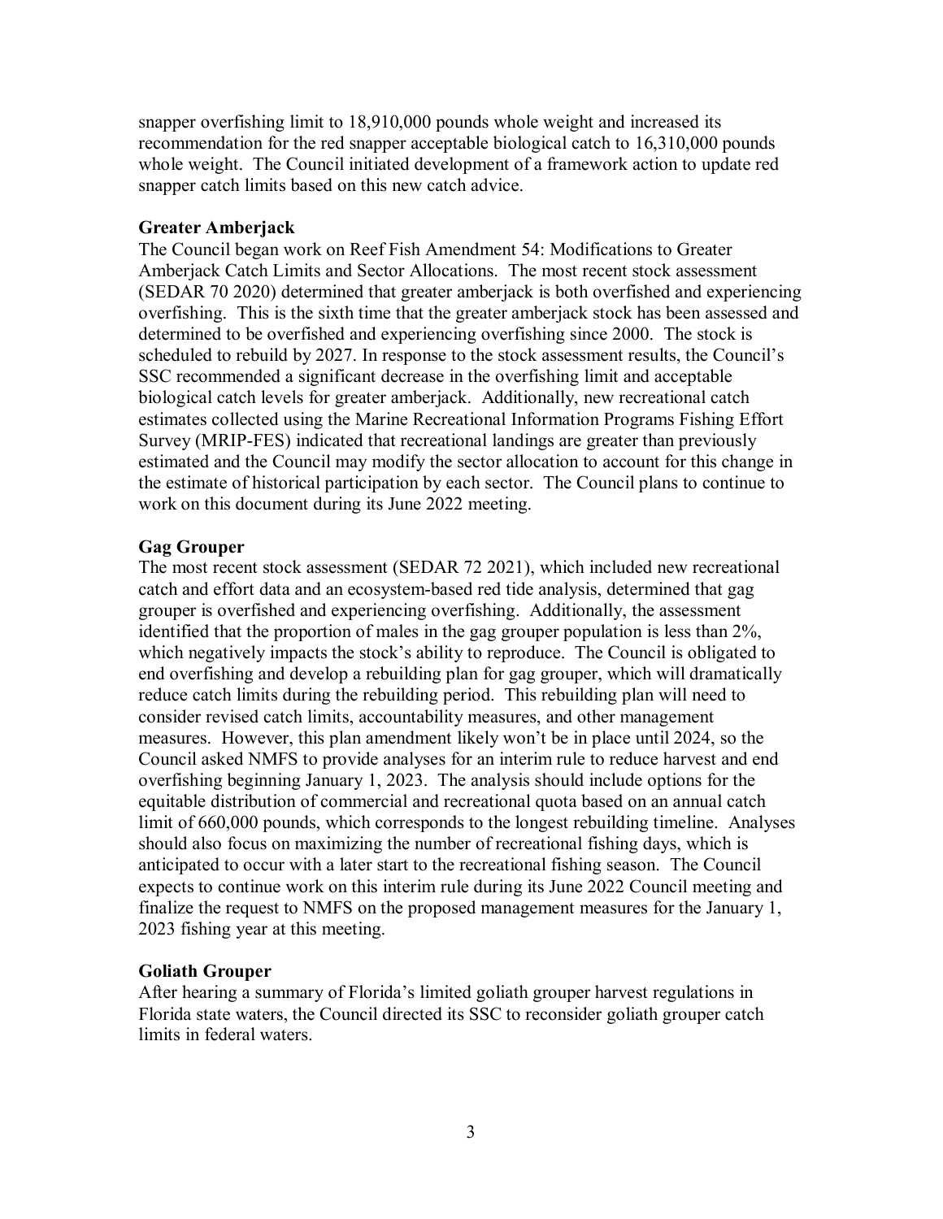snapper overfishing limit to 18,910,000 pounds whole weight and increased its recommendation for the red snapper acceptable biological catch to 16,310,000 pounds whole weight. The Council initiated development of a framework action to update red snapper catch limits based on this new catch advice.

**Greater Amberjack**

The Council began work on Reef Fish Amendment 54: Modifications to Greater Amberjack Catch Limits and Sector Allocations. The most recent stock assessment (SEDAR 70 2020) determined that greater amberjack is both overfished and experiencing overfishing. This is the sixth time that the greater amberjack stock has been assessed and determined to be overfished and experiencing overfishing since 2000. The stock is scheduled to rebuild by 2027. In response to the stock assessment results, the Council's SSC recommended a significant decrease in the overfishing limit and acceptable biological catch levels for greater amberjack. Additionally, new recreational catch estimates collected using the Marine Recreational Information Programs Fishing Effort Survey (MRIP-FES) indicated that recreational landings are greater than previously estimated and the Council may modify the sector allocation to account for this change in the estimate of historical participation by each sector. The Council plans to continue to work on this document during its June 2022 meeting.

**Gag Grouper**

The most recent stock assessment (SEDAR 72 2021), which included new recreational catch and effort data and an ecosystem-based red tide analysis, determined that gag grouper is overfished and experiencing overfishing. Additionally, the assessment identified that the proportion of males in the gag grouper population is less than 2%, which negatively impacts the stock's ability to reproduce. The Council is obligated to end overfishing and develop a rebuilding plan for gag grouper, which will dramatically reduce catch limits during the rebuilding period. This rebuilding plan will need to consider revised catch limits, accountability measures, and other management measures. However, this plan amendment likely won't be in place until 2024, so the Council asked NMFS to provide analyses for an interim rule to reduce harvest and end overfishing beginning January 1, 2023. The analysis should include options for the equitable distribution of commercial and recreational quota based on an annual catch limit of 660,000 pounds, which corresponds to the longest rebuilding timeline. Analyses should also focus on maximizing the number of recreational fishing days, which is anticipated to occur with a later start to the recreational fishing season. The Council expects to continue work on this interim rule during its June 2022 Council meeting and finalize the request to NMFS on the proposed management measures for the January 1, 2023 fishing year at this meeting.

**Goliath Grouper**

After hearing a summary of Florida's limited goliath grouper harvest regulations in Florida state waters, the Council directed its SSC to reconsider goliath grouper catch limits in federal waters.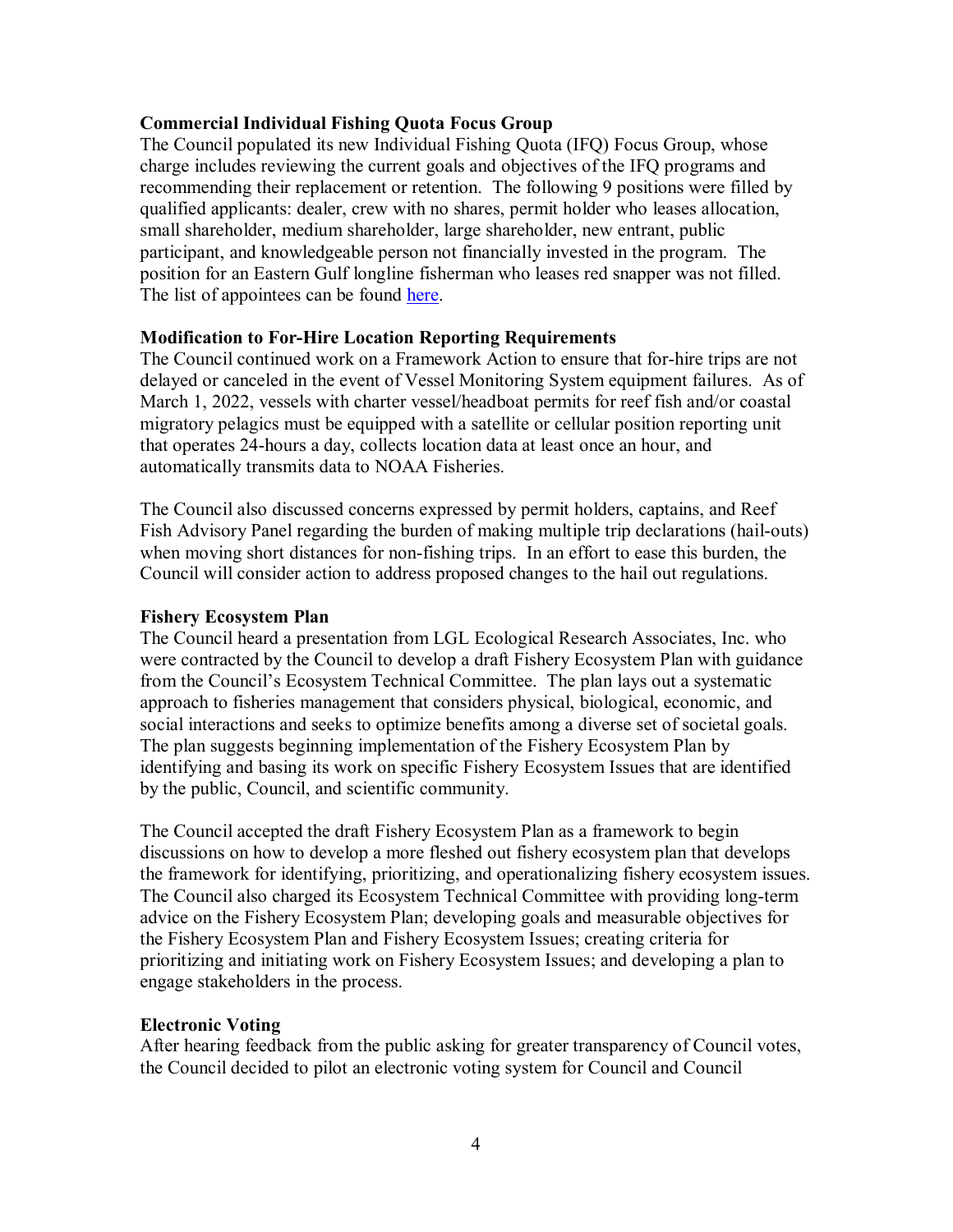**Commercial Individual Fishing Quota Focus Group**

The Council populated its new Individual Fishing Quota (IFQ) Focus Group, whose charge includes reviewing the current goals and objectives of the IFQ programs and recommending their replacement or retention. The following 9 positions were filled by qualified applicants: dealer, crew with no shares, permit holder who leases allocation, small shareholder, medium shareholder, large shareholder, new entrant, public participant, and knowledgeable person not financially invested in the program. The position for an Eastern Gulf longline fisherman who leases red snapper was not filled. The list of appointees can be found here.

**Modification to For-Hire Location Reporting Requirements**

The Council continued work on a Framework Action to ensure that for-hire trips are not delayed or canceled in the event of Vessel Monitoring System equipment failures. As of March 1, 2022, vessels with charter vessel/headboat permits for reef fish and/or coastal migratory pelagics must be equipped with a satellite or cellular position reporting unit that operates 24-hours a day, collects location data at least once an hour, and automatically transmits data to NOAA Fisheries.

The Council also discussed concerns expressed by permit holders, captains, and Reef Fish Advisory Panel regarding the burden of making multiple trip declarations (hail-outs) when moving short distances for non-fishing trips. In an effort to ease this burden, the Council will consider action to address proposed changes to the hail out regulations.

**Fishery Ecosystem Plan**

The Council heard a presentation from LGL Ecological Research Associates, Inc. who were contracted by the Council to develop a draft Fishery Ecosystem Plan with guidance from the Council's Ecosystem Technical Committee. The plan lays out a systematic approach to fisheries management that considers physical, biological, economic, and social interactions and seeks to optimize benefits among a diverse set of societal goals. The plan suggests beginning implementation of the Fishery Ecosystem Plan by identifying and basing its work on specific Fishery Ecosystem Issues that are identified by the public, Council, and scientific community.

The Council accepted the draft Fishery Ecosystem Plan as a framework to begin discussions on how to develop a more fleshed out fishery ecosystem plan that develops the framework for identifying, prioritizing, and operationalizing fishery ecosystem issues. The Council also charged its Ecosystem Technical Committee with providing long-term advice on the Fishery Ecosystem Plan; developing goals and measurable objectives for the Fishery Ecosystem Plan and Fishery Ecosystem Issues; creating criteria for prioritizing and initiating work on Fishery Ecosystem Issues; and developing a plan to engage stakeholders in the process.

**Electronic Voting**

After hearing feedback from the public asking for greater transparency of Council votes, the Council decided to pilot an electronic voting system for Council and Council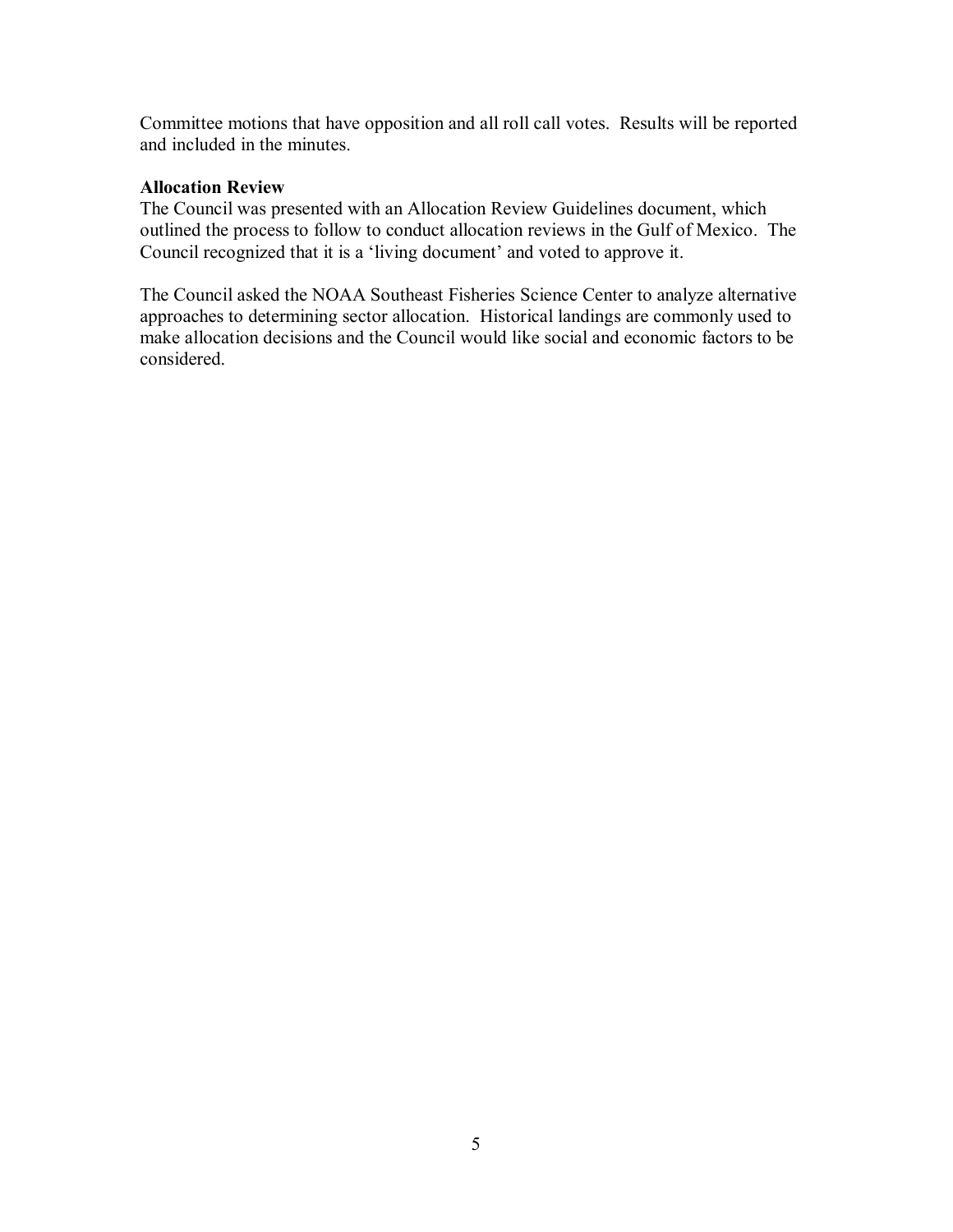Committee motions that have opposition and all roll call votes. Results will be reported and included in the minutes.

**Allocation Review**

The Council was presented with an Allocation Review Guidelines document, which outlined the process to follow to conduct allocation reviews in the Gulf of Mexico. The Council recognized that it is a 'living document' and voted to approve it.

The Council asked the NOAA Southeast Fisheries Science Center to analyze alternative approaches to determining sector allocation. Historical landings are commonly used to make allocation decisions and the Council would like social and economic factors to be considered.